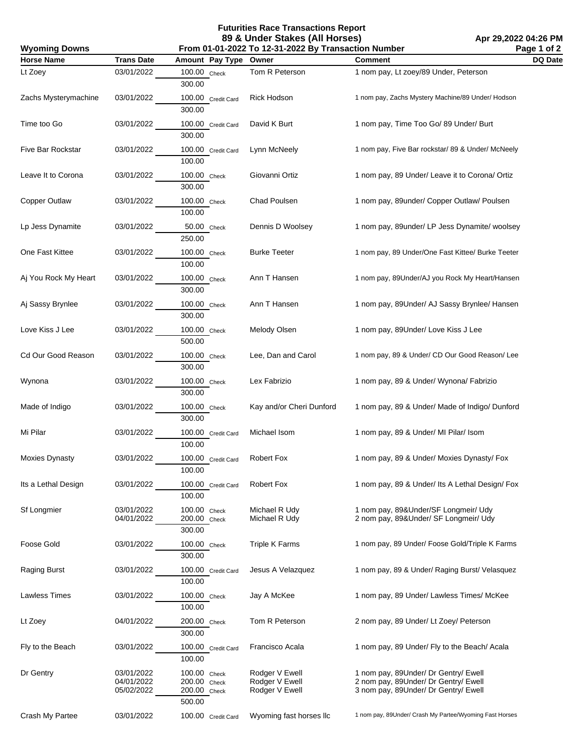# Futurities Race Transactions Report

## 89 & Under Stakes (All Horses)

**Wyoming Downs** — From 01-01-2022 To 12-31-2022 By Transaction Number — Apr 29,2022 04:26 PM

| Horse Name | Trans Date | Amount | Pay Type | Owner | Comment | DQ Date |
|---|---|---|---|---|---|---|
| Lt Zoey | 03/01/2022 | 100.00 | Check | Tom R Peterson | 1 nom pay, Lt zoey/89 Under, Peterson | |
| | | 300.00 | | | | |
| Zachs Mysterymachine | 03/01/2022 | 100.00 | Credit Card | Rick Hodson | 1 nom pay, Zachs Mystery Machine/89 Under/ Hodson | |
| | | 300.00 | | | | |
| Time too Go | 03/01/2022 | 100.00 | Credit Card | David K Burt | 1 nom pay, Time Too Go/ 89 Under/ Burt | |
| | | 300.00 | | | | |
| Five Bar Rockstar | 03/01/2022 | 100.00 | Credit Card | Lynn McNeely | 1 nom pay, Five Bar rockstar/ 89 & Under/ McNeely | |
| | | 100.00 | | | | |
| Leave It to Corona | 03/01/2022 | 100.00 | Check | Giovanni Ortiz | 1 nom pay, 89 Under/ Leave it to Corona/ Ortiz | |
| | | 300.00 | | | | |
| Copper Outlaw | 03/01/2022 | 100.00 | Check | Chad Poulsen | 1 nom pay, 89under/ Copper Outlaw/ Poulsen | |
| | | 100.00 | | | | |
| Lp Jess Dynamite | 03/01/2022 | 50.00 | Check | Dennis D Woolsey | 1 nom pay, 89under/ LP Jess Dynamite/ woolsey | |
| | | 250.00 | | | | |
| One Fast Kittee | 03/01/2022 | 100.00 | Check | Burke Teeter | 1 nom pay, 89 Under/One Fast Kittee/ Burke Teeter | |
| | | 100.00 | | | | |
| Aj You Rock My Heart | 03/01/2022 | 100.00 | Check | Ann T Hansen | 1 nom pay, 89Under/AJ you Rock My Heart/Hansen | |
| | | 300.00 | | | | |
| Aj Sassy Brynlee | 03/01/2022 | 100.00 | Check | Ann T Hansen | 1 nom pay, 89Under/ AJ Sassy Brynlee/ Hansen | |
| | | 300.00 | | | | |
| Love Kiss J Lee | 03/01/2022 | 100.00 | Check | Melody Olsen | 1 nom pay, 89Under/ Love Kiss J Lee | |
| | | 500.00 | | | | |
| Cd Our Good Reason | 03/01/2022 | 100.00 | Check | Lee, Dan and Carol | 1 nom pay, 89 & Under/ CD Our Good Reason/ Lee | |
| | | 300.00 | | | | |
| Wynona | 03/01/2022 | 100.00 | Check | Lex Fabrizio | 1 nom pay, 89 & Under/ Wynona/ Fabrizio | |
| | | 300.00 | | | | |
| Made of Indigo | 03/01/2022 | 100.00 | Check | Kay and/or Cheri Dunford | 1 nom pay, 89 & Under/ Made of Indigo/ Dunford | |
| | | 300.00 | | | | |
| Mi Pilar | 03/01/2022 | 100.00 | Credit Card | Michael Isom | 1 nom pay, 89 & Under/ MI Pilar/ Isom | |
| | | 100.00 | | | | |
| Moxies Dynasty | 03/01/2022 | 100.00 | Credit Card | Robert Fox | 1 nom pay, 89 & Under/ Moxies Dynasty/ Fox | |
| | | 100.00 | | | | |
| Its a Lethal Design | 03/01/2022 | 100.00 | Credit Card | Robert Fox | 1 nom pay, 89 & Under/ Its A Lethal Design/ Fox | |
| | | 100.00 | | | | |
| Sf Longmier | 03/01/2022 | 100.00 | Check | Michael R Udy | 1 nom pay, 89&Under/SF Longmeir/ Udy | |
| | 04/01/2022 | 200.00 | Check | Michael R Udy | 2 nom pay, 89&Under/ SF Longmeir/ Udy | |
| | | 300.00 | | | | |
| Foose Gold | 03/01/2022 | 100.00 | Check | Triple K Farms | 1 nom pay, 89 Under/ Foose Gold/Triple K Farms | |
| | | 300.00 | | | | |
| Raging Burst | 03/01/2022 | 100.00 | Credit Card | Jesus A Velazquez | 1 nom pay, 89 & Under/ Raging Burst/ Velasquez | |
| | | 100.00 | | | | |
| Lawless Times | 03/01/2022 | 100.00 | Check | Jay A McKee | 1 nom pay, 89 Under/ Lawless Times/ McKee | |
| | | 100.00 | | | | |
| Lt Zoey | 04/01/2022 | 200.00 | Check | Tom R Peterson | 2 nom pay, 89 Under/ Lt Zoey/ Peterson | |
| | | 300.00 | | | | |
| Fly to the Beach | 03/01/2022 | 100.00 | Credit Card | Francisco Acala | 1 nom pay, 89 Under/ Fly to the Beach/ Acala | |
| | | 100.00 | | | | |
| Dr Gentry | 03/01/2022 | 100.00 | Check | Rodger V Ewell | 1 nom pay, 89Under/ Dr Gentry/ Ewell | |
| | 04/01/2022 | 200.00 | Check | Rodger V Ewell | 2 nom pay, 89Under/ Dr Gentry/ Ewell | |
| | 05/02/2022 | 200.00 | Check | Rodger V Ewell | 3 nom pay, 89Under/ Dr Gentry/ Ewell | |
| | | 500.00 | | | | |
| Crash My Partee | 03/01/2022 | 100.00 | Credit Card | Wyoming fast horses llc | 1 nom pay, 89Under/ Crash My Partee/Wyoming Fast Horses | |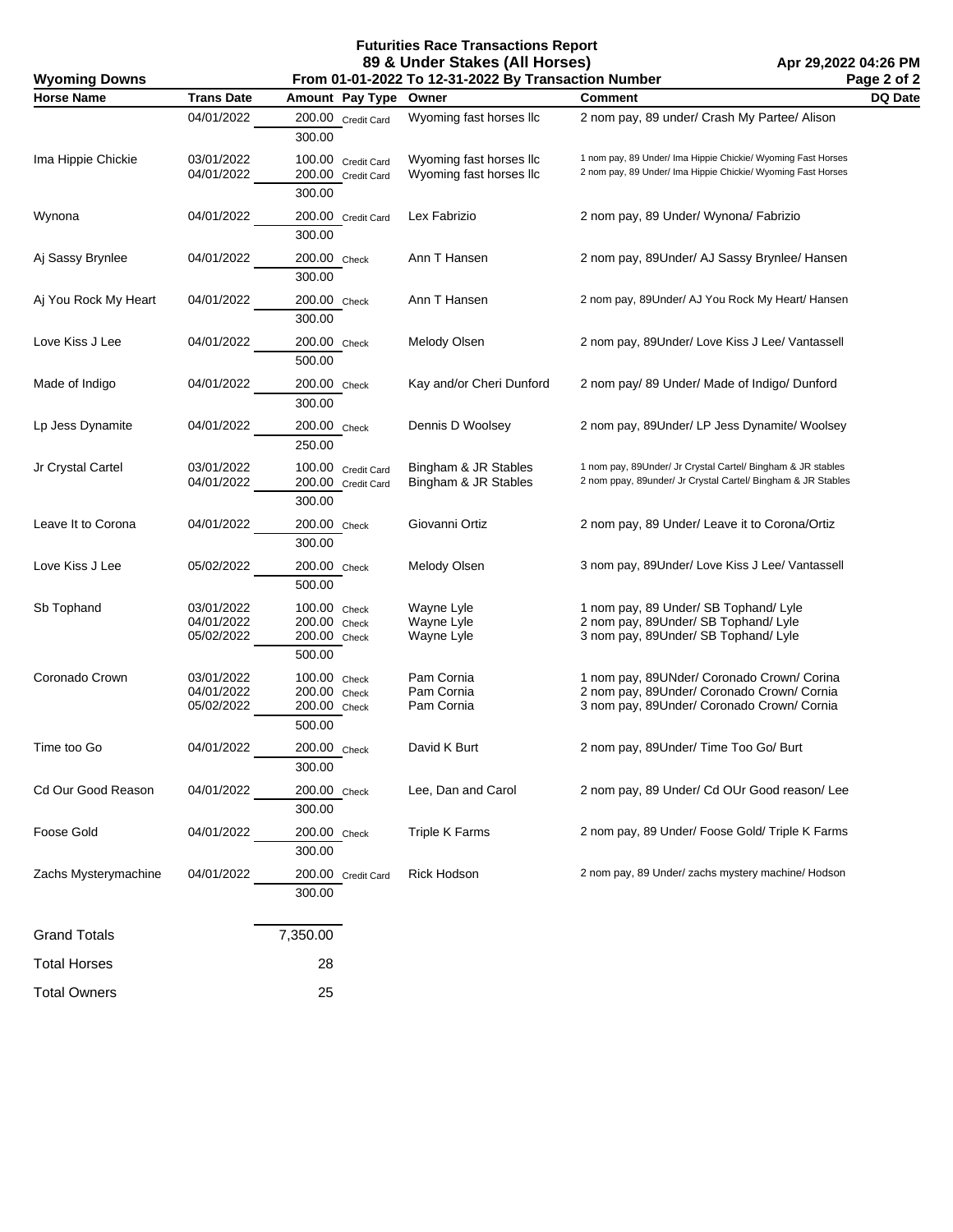# Futurities Race Transactions Report

## 89 & Under Stakes (All Horses)

**Wyoming Downs** — From 01-01-2022 To 12-31-2022 By Transaction Number — Apr 29,2022 04:26 PM

| Horse Name | Trans Date | Amount | Pay Type | Owner | Comment | DQ Date |
|---|---|---|---|---|---|---|
| | 04/01/2022 | 200.00 | Credit Card | Wyoming fast horses llc | 2 nom pay, 89 under/ Crash My Partee/ Alison | |
| | | 300.00 | | | | |
| Ima Hippie Chickie | 03/01/2022 | 100.00 | Credit Card | Wyoming fast horses llc | 1 nom pay, 89 Under/ Ima Hippie Chickie/ Wyoming Fast Horses | |
| | 04/01/2022 | 200.00 | Credit Card | Wyoming fast horses llc | 2 nom pay, 89 Under/ Ima Hippie Chickie/ Wyoming Fast Horses | |
| | | 300.00 | | | | |
| Wynona | 04/01/2022 | 200.00 | Credit Card | Lex Fabrizio | 2 nom pay, 89 Under/ Wynona/ Fabrizio | |
| | | 300.00 | | | | |
| Aj Sassy Brynlee | 04/01/2022 | 200.00 | Check | Ann T Hansen | 2 nom pay, 89Under/ AJ Sassy Brynlee/ Hansen | |
| | | 300.00 | | | | |
| Aj You Rock My Heart | 04/01/2022 | 200.00 | Check | Ann T Hansen | 2 nom pay, 89Under/ AJ You Rock My Heart/ Hansen | |
| | | 300.00 | | | | |
| Love Kiss J Lee | 04/01/2022 | 200.00 | Check | Melody Olsen | 2 nom pay, 89Under/ Love Kiss J Lee/ Vantassell | |
| | | 500.00 | | | | |
| Made of Indigo | 04/01/2022 | 200.00 | Check | Kay and/or Cheri Dunford | 2 nom pay/ 89 Under/ Made of Indigo/ Dunford | |
| | | 300.00 | | | | |
| Lp Jess Dynamite | 04/01/2022 | 200.00 | Check | Dennis D Woolsey | 2 nom pay, 89Under/ LP Jess Dynamite/ Woolsey | |
| | | 250.00 | | | | |
| Jr Crystal Cartel | 03/01/2022 | 100.00 | Credit Card | Bingham & JR Stables | 1 nom pay, 89Under/ Jr Crystal Cartel/ Bingham & JR stables | |
| | 04/01/2022 | 200.00 | Credit Card | Bingham & JR Stables | 2 nom ppay, 89under/ Jr Crystal Cartel/ Bingham & JR Stables | |
| | | 300.00 | | | | |
| Leave It to Corona | 04/01/2022 | 200.00 | Check | Giovanni Ortiz | 2 nom pay, 89 Under/ Leave it to Corona/Ortiz | |
| | | 300.00 | | | | |
| Love Kiss J Lee | 05/02/2022 | 200.00 | Check | Melody Olsen | 3 nom pay, 89Under/ Love Kiss J Lee/ Vantassell | |
| | | 500.00 | | | | |
| Sb Tophand | 03/01/2022 | 100.00 | Check | Wayne Lyle | 1 nom pay, 89 Under/ SB Tophand/ Lyle | |
| | 04/01/2022 | 200.00 | Check | Wayne Lyle | 2 nom pay, 89Under/ SB Tophand/ Lyle | |
| | 05/02/2022 | 200.00 | Check | Wayne Lyle | 3 nom pay, 89Under/ SB Tophand/ Lyle | |
| | | 500.00 | | | | |
| Coronado Crown | 03/01/2022 | 100.00 | Check | Pam Cornia | 1 nom pay, 89UNder/ Coronado Crown/ Corina | |
| | 04/01/2022 | 200.00 | Check | Pam Cornia | 2 nom pay, 89Under/ Coronado Crown/ Cornia | |
| | 05/02/2022 | 200.00 | Check | Pam Cornia | 3 nom pay, 89Under/ Coronado Crown/ Cornia | |
| | | 500.00 | | | | |
| Time too Go | 04/01/2022 | 200.00 | Check | David K Burt | 2 nom pay, 89Under/ Time Too Go/ Burt | |
| | | 300.00 | | | | |
| Cd Our Good Reason | 04/01/2022 | 200.00 | Check | Lee, Dan and Carol | 2 nom pay, 89 Under/ Cd OUr Good reason/ Lee | |
| | | 300.00 | | | | |
| Foose Gold | 04/01/2022 | 200.00 | Check | Triple K Farms | 2 nom pay, 89 Under/ Foose Gold/ Triple K Farms | |
| | | 300.00 | | | | |
| Zachs Mysterymachine | 04/01/2022 | 200.00 | Credit Card | Rick Hodson | 2 nom pay, 89 Under/ zachs mystery machine/ Hodson | |
| | | 300.00 | | | | |

| | |
|---|---|
| Grand Totals | 7,350.00 |
| Total Horses | 28 |
| Total Owners | 25 |